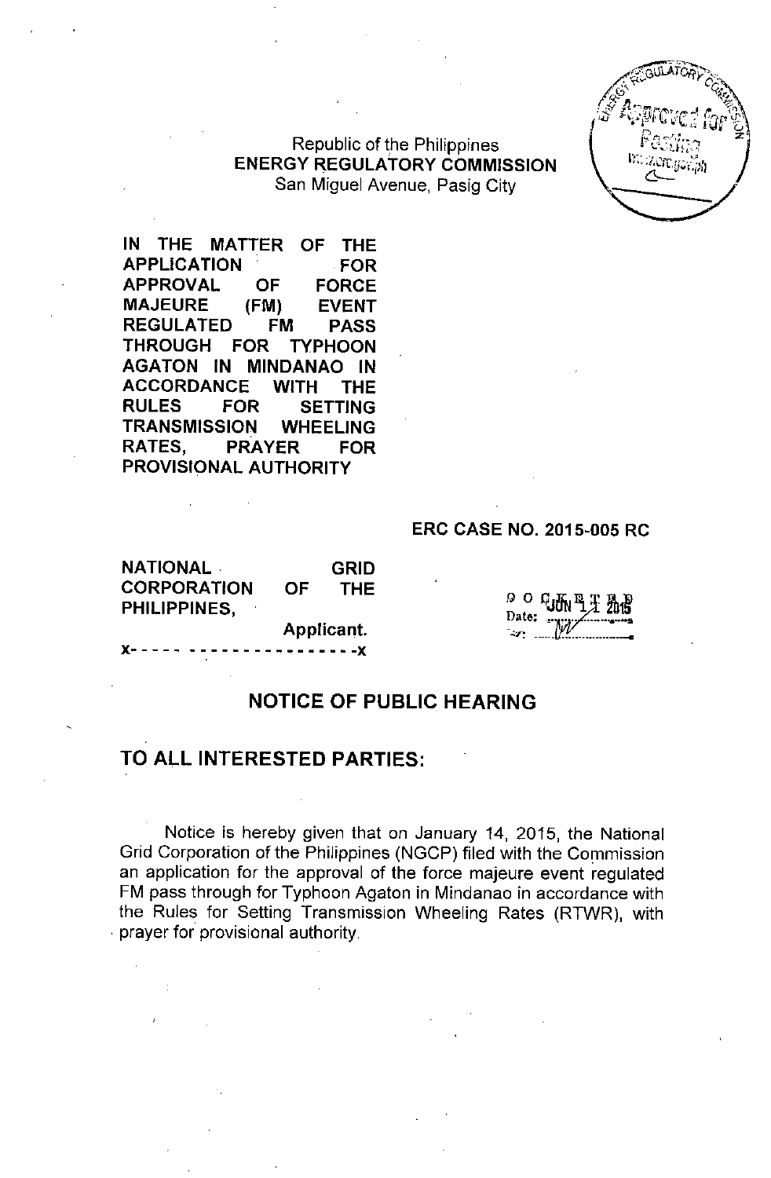Republic of the Philippines
**ENERGY REGULATORY COMMISSION**
San Miguel Avenue, Pasig City

**IN THE MATTER OF THE APPLICATION FOR APPROVAL OF FORCE MAJEURE (FM) EVENT REGULATED FM PASS THROUGH FOR TYPHOON AGATON IN MINDANAO IN ACCORDANCE WITH THE RULES FOR SETTING TRANSMISSION WHEELING RATES, PRAYER FOR PROVISIONAL AUTHORITY**

**ERC CASE NO. 2015-005 RC**

**NATIONAL GRID CORPORATION OF THE PHILIPPINES,**
**Applicant.**
x- - - - - - - - - - - - - - - - - - - - -x

DOCKETED
Date: JUN 11 2015

## NOTICE OF PUBLIC HEARING

## TO ALL INTERESTED PARTIES:

Notice is hereby given that on January 14, 2015, the National Grid Corporation of the Philippines (NGCP) filed with the Commission an application for the approval of the force majeure event regulated FM pass through for Typhoon Agaton in Mindanao in accordance with the Rules for Setting Transmission Wheeling Rates (RTWR), with prayer for provisional authority.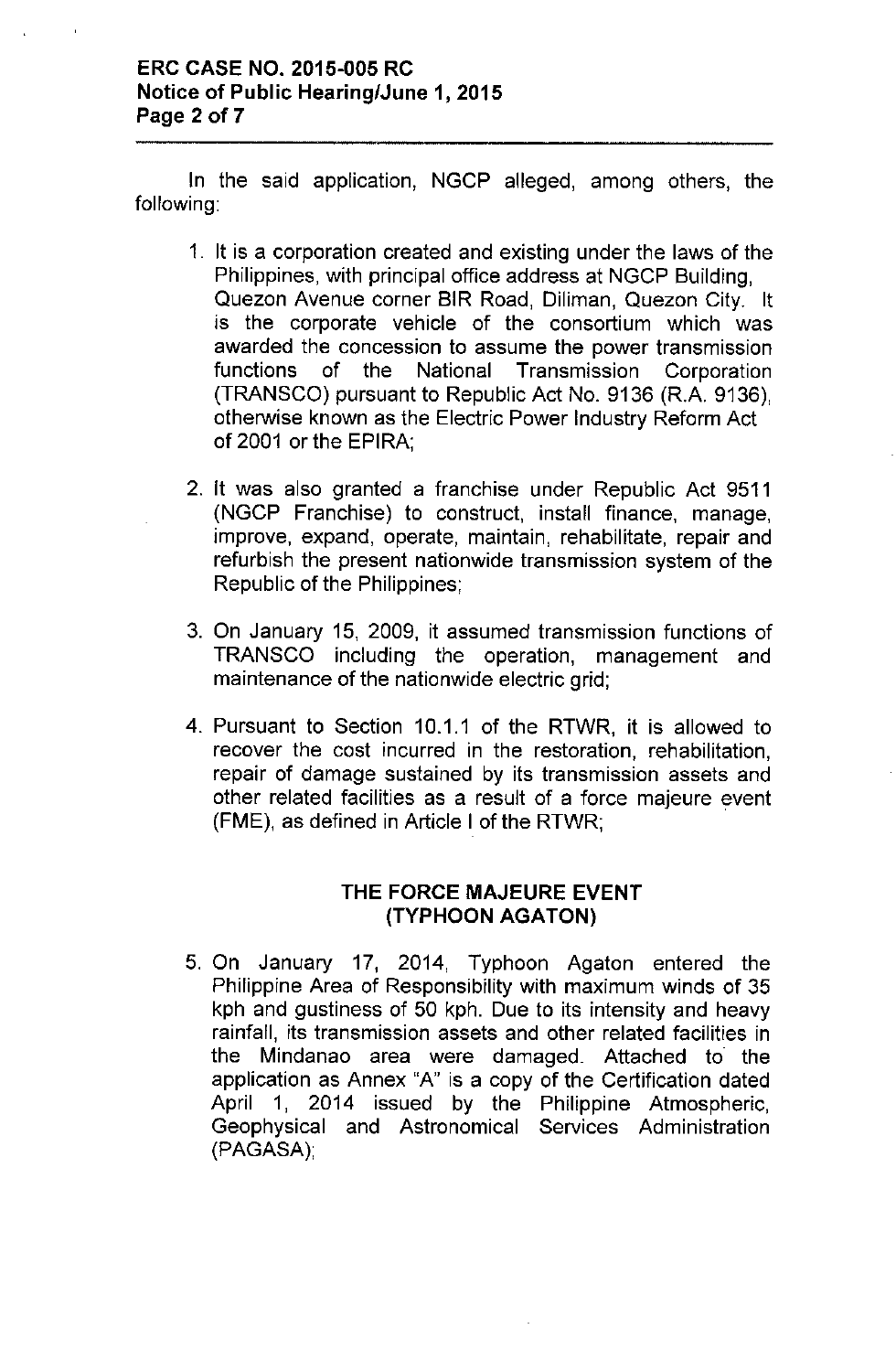In the said application, NGCP alleged, among others, the following:

1. It is a corporation created and existing under the laws of the Philippines, with principal office address at NGCP Building, Quezon Avenue corner BIR Road, Diliman, Quezon City. It is the corporate vehicle of the consortium which was awarded the concession to assume the power transmission functions of the National Transmission Corporation (TRANSCO) pursuant to Republic Act No. 9136 (R.A. 9136), otherwise known as the Electric Power Industry Reform Act of 2001 or the EPIRA;

2. It was also granted a franchise under Republic Act 9511 (NGCP Franchise) to construct, install finance, manage, improve, expand, operate, maintain, rehabilitate, repair and refurbish the present nationwide transmission system of the Republic of the Philippines;

3. On January 15, 2009, it assumed transmission functions of TRANSCO including the operation, management and maintenance of the nationwide electric grid;

4. Pursuant to Section 10.1.1 of the RTWR, it is allowed to recover the cost incurred in the restoration, rehabilitation, repair of damage sustained by its transmission assets and other related facilities as a result of a force majeure event (FME), as defined in Article I of the RTWR;

## THE FORCE MAJEURE EVENT (TYPHOON AGATON)

5. On January 17, 2014, Typhoon Agaton entered the Philippine Area of Responsibility with maximum winds of 35 kph and gustiness of 50 kph. Due to its intensity and heavy rainfall, its transmission assets and other related facilities in the Mindanao area were damaged. Attached to the application as Annex "A" is a copy of the Certification dated April 1, 2014 issued by the Philippine Atmospheric, Geophysical and Astronomical Services Administration (PAGASA);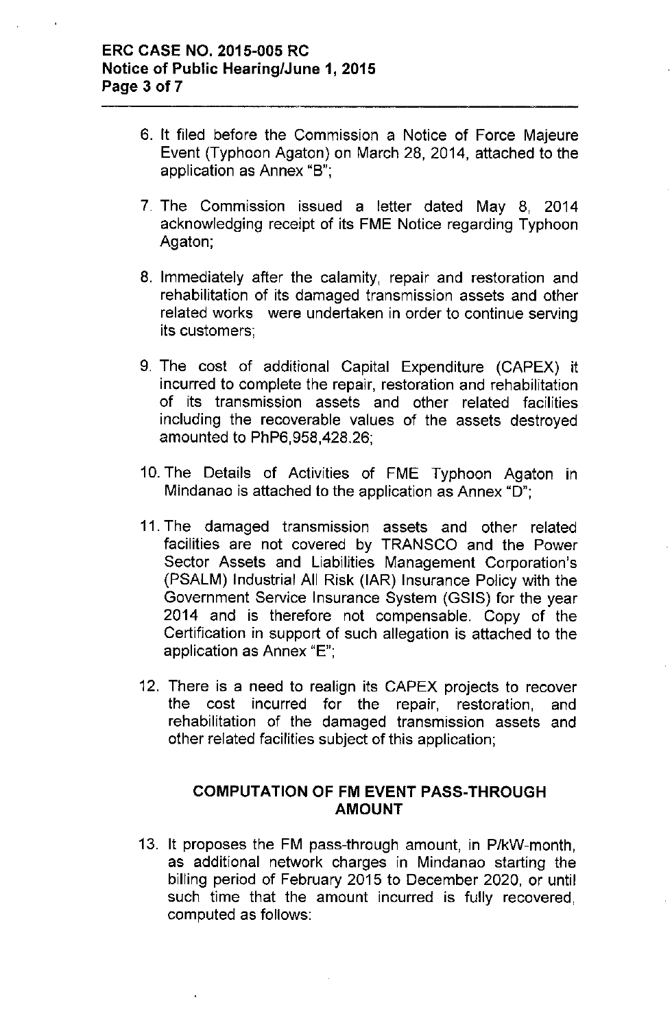6. It filed before the Commission a Notice of Force Majeure Event (Typhoon Agaton) on March 28, 2014, attached to the application as Annex "B";

7. The Commission issued a letter dated May 8, 2014 acknowledging receipt of its FME Notice regarding Typhoon Agaton;

8. Immediately after the calamity, repair and restoration and rehabilitation of its damaged transmission assets and other related works were undertaken in order to continue serving its customers;

9. The cost of additional Capital Expenditure (CAPEX) it incurred to complete the repair, restoration and rehabilitation of its transmission assets and other related facilities including the recoverable values of the assets destroyed amounted to PhP6,958,428.26;

10. The Details of Activities of FME Typhoon Agaton in Mindanao is attached to the application as Annex "D";

11. The damaged transmission assets and other related facilities are not covered by TRANSCO and the Power Sector Assets and Liabilities Management Corporation's (PSALM) Industrial All Risk (IAR) Insurance Policy with the Government Service Insurance System (GSIS) for the year 2014 and is therefore not compensable. Copy of the Certification in support of such allegation is attached to the application as Annex "E";

12. There is a need to realign its CAPEX projects to recover the cost incurred for the repair, restoration, and rehabilitation of the damaged transmission assets and other related facilities subject of this application;

## COMPUTATION OF FM EVENT PASS-THROUGH AMOUNT

13. It proposes the FM pass-through amount, in P/kW-month, as additional network charges in Mindanao starting the billing period of February 2015 to December 2020, or until such time that the amount incurred is fully recovered, computed as follows: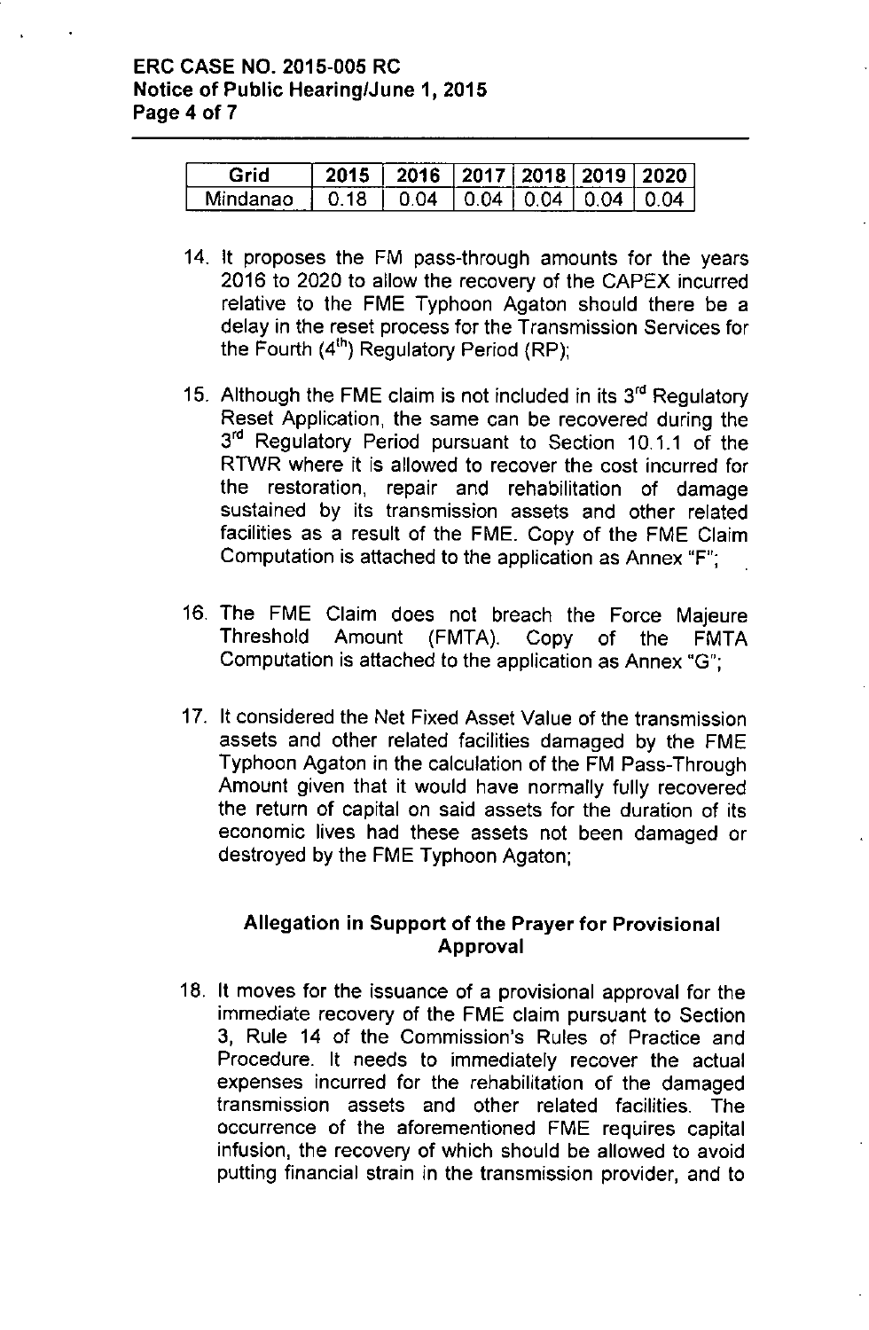| Grid | 2015 | 2016 | 2017 | 2018 | 2019 | 2020 |
| --- | --- | --- | --- | --- | --- | --- |
| Mindanao | 0.18 | 0.04 | 0.04 | 0.04 | 0.04 | 0.04 |

14. It proposes the FM pass-through amounts for the years 2016 to 2020 to allow the recovery of the CAPEX incurred relative to the FME Typhoon Agaton should there be a delay in the reset process for the Transmission Services for the Fourth (4th) Regulatory Period (RP);

15. Although the FME claim is not included in its 3rd Regulatory Reset Application, the same can be recovered during the 3rd Regulatory Period pursuant to Section 10.1.1 of the RTWR where it is allowed to recover the cost incurred for the restoration, repair and rehabilitation of damage sustained by its transmission assets and other related facilities as a result of the FME. Copy of the FME Claim Computation is attached to the application as Annex "F";

16. The FME Claim does not breach the Force Majeure Threshold Amount (FMTA). Copy of the FMTA Computation is attached to the application as Annex "G";

17. It considered the Net Fixed Asset Value of the transmission assets and other related facilities damaged by the FME Typhoon Agaton in the calculation of the FM Pass-Through Amount given that it would have normally fully recovered the return of capital on said assets for the duration of its economic lives had these assets not been damaged or destroyed by the FME Typhoon Agaton;

### Allegation in Support of the Prayer for Provisional Approval

18. It moves for the issuance of a provisional approval for the immediate recovery of the FME claim pursuant to Section 3, Rule 14 of the Commission's Rules of Practice and Procedure. It needs to immediately recover the actual expenses incurred for the rehabilitation of the damaged transmission assets and other related facilities. The occurrence of the aforementioned FME requires capital infusion, the recovery of which should be allowed to avoid putting financial strain in the transmission provider, and to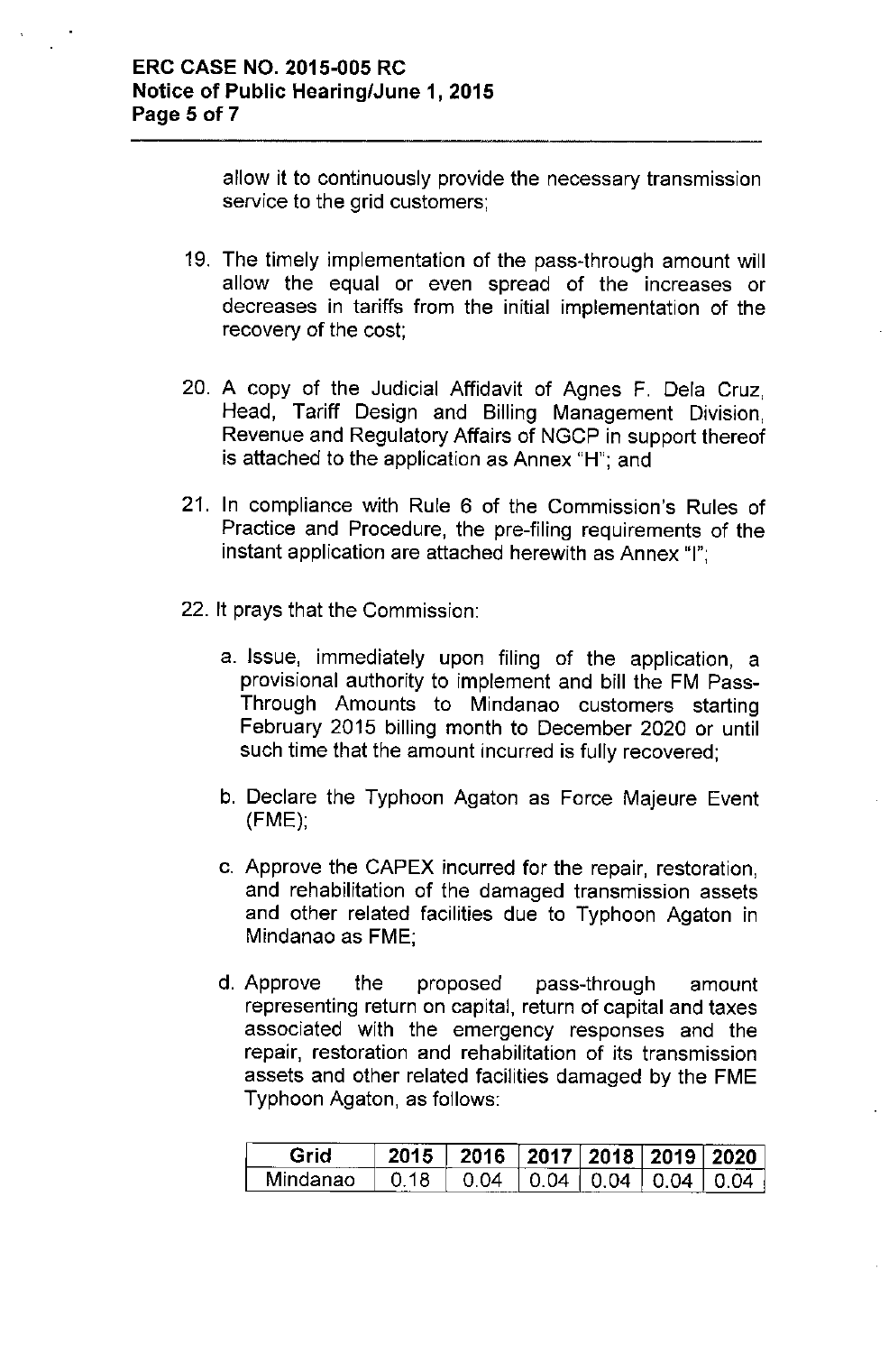allow it to continuously provide the necessary transmission service to the grid customers;

19. The timely implementation of the pass-through amount will allow the equal or even spread of the increases or decreases in tariffs from the initial implementation of the recovery of the cost;

20. A copy of the Judicial Affidavit of Agnes F. Dela Cruz, Head, Tariff Design and Billing Management Division, Revenue and Regulatory Affairs of NGCP in support thereof is attached to the application as Annex "H"; and

21. In compliance with Rule 6 of the Commission's Rules of Practice and Procedure, the pre-filing requirements of the instant application are attached herewith as Annex "I";

22. It prays that the Commission:

    a. Issue, immediately upon filing of the application, a provisional authority to implement and bill the FM Pass-Through Amounts to Mindanao customers starting February 2015 billing month to December 2020 or until such time that the amount incurred is fully recovered;

    b. Declare the Typhoon Agaton as Force Majeure Event (FME);

    c. Approve the CAPEX incurred for the repair, restoration, and rehabilitation of the damaged transmission assets and other related facilities due to Typhoon Agaton in Mindanao as FME;

    d. Approve the proposed pass-through amount representing return on capital, return of capital and taxes associated with the emergency responses and the repair, restoration and rehabilitation of its transmission assets and other related facilities damaged by the FME Typhoon Agaton, as follows:

| Grid | 2015 | 2016 | 2017 | 2018 | 2019 | 2020 |
|---|---|---|---|---|---|---|
| Mindanao | 0.18 | 0.04 | 0.04 | 0.04 | 0.04 | 0.04 |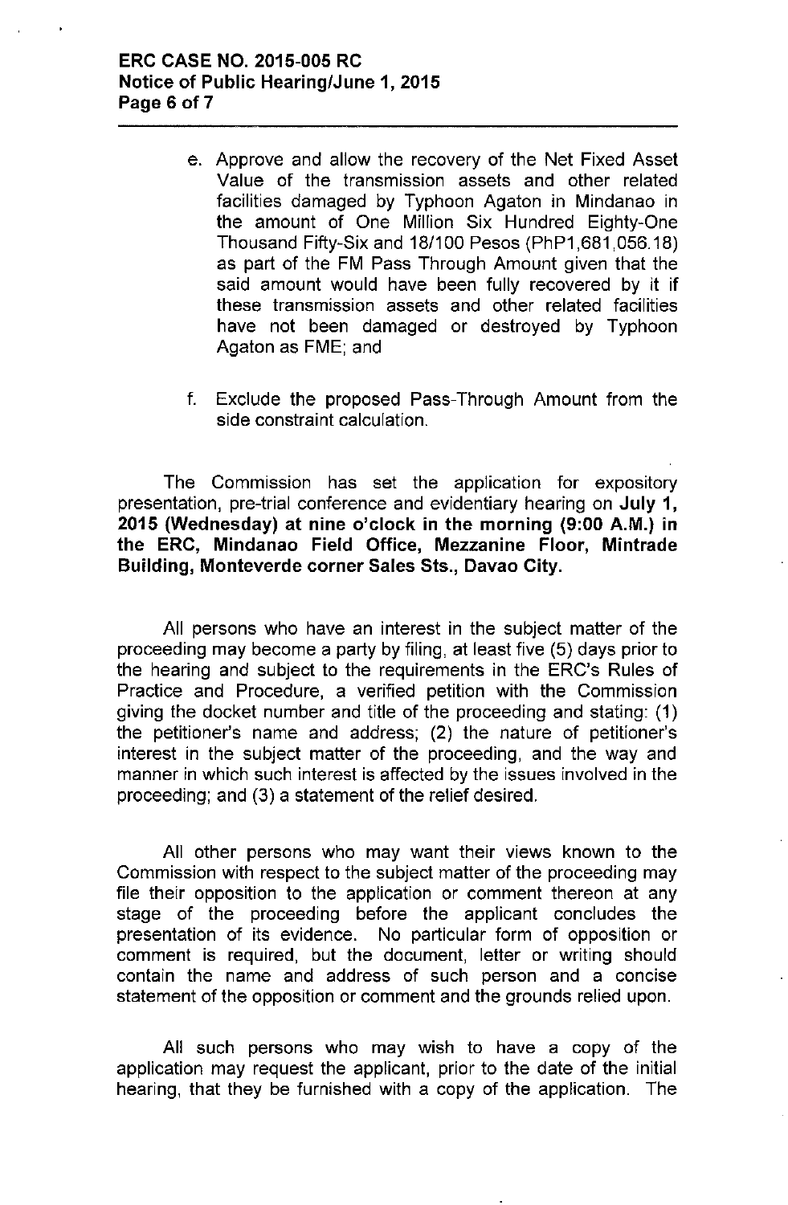e. Approve and allow the recovery of the Net Fixed Asset Value of the transmission assets and other related facilities damaged by Typhoon Agaton in Mindanao in the amount of One Million Six Hundred Eighty-One Thousand Fifty-Six and 18/100 Pesos (PhP1,681,056.18) as part of the FM Pass Through Amount given that the said amount would have been fully recovered by it if these transmission assets and other related facilities have not been damaged or destroyed by Typhoon Agaton as FME; and

f. Exclude the proposed Pass-Through Amount from the side constraint calculation.

The Commission has set the application for expository presentation, pre-trial conference and evidentiary hearing on **July 1, 2015 (Wednesday) at nine o'clock in the morning (9:00 A.M.) in the ERC, Mindanao Field Office, Mezzanine Floor, Mintrade Building, Monteverde corner Sales Sts., Davao City.**

All persons who have an interest in the subject matter of the proceeding may become a party by filing, at least five (5) days prior to the hearing and subject to the requirements in the ERC's Rules of Practice and Procedure, a verified petition with the Commission giving the docket number and title of the proceeding and stating: (1) the petitioner's name and address; (2) the nature of petitioner's interest in the subject matter of the proceeding, and the way and manner in which such interest is affected by the issues involved in the proceeding; and (3) a statement of the relief desired.

All other persons who may want their views known to the Commission with respect to the subject matter of the proceeding may file their opposition to the application or comment thereon at any stage of the proceeding before the applicant concludes the presentation of its evidence. No particular form of opposition or comment is required, but the document, letter or writing should contain the name and address of such person and a concise statement of the opposition or comment and the grounds relied upon.

All such persons who may wish to have a copy of the application may request the applicant, prior to the date of the initial hearing, that they be furnished with a copy of the application. The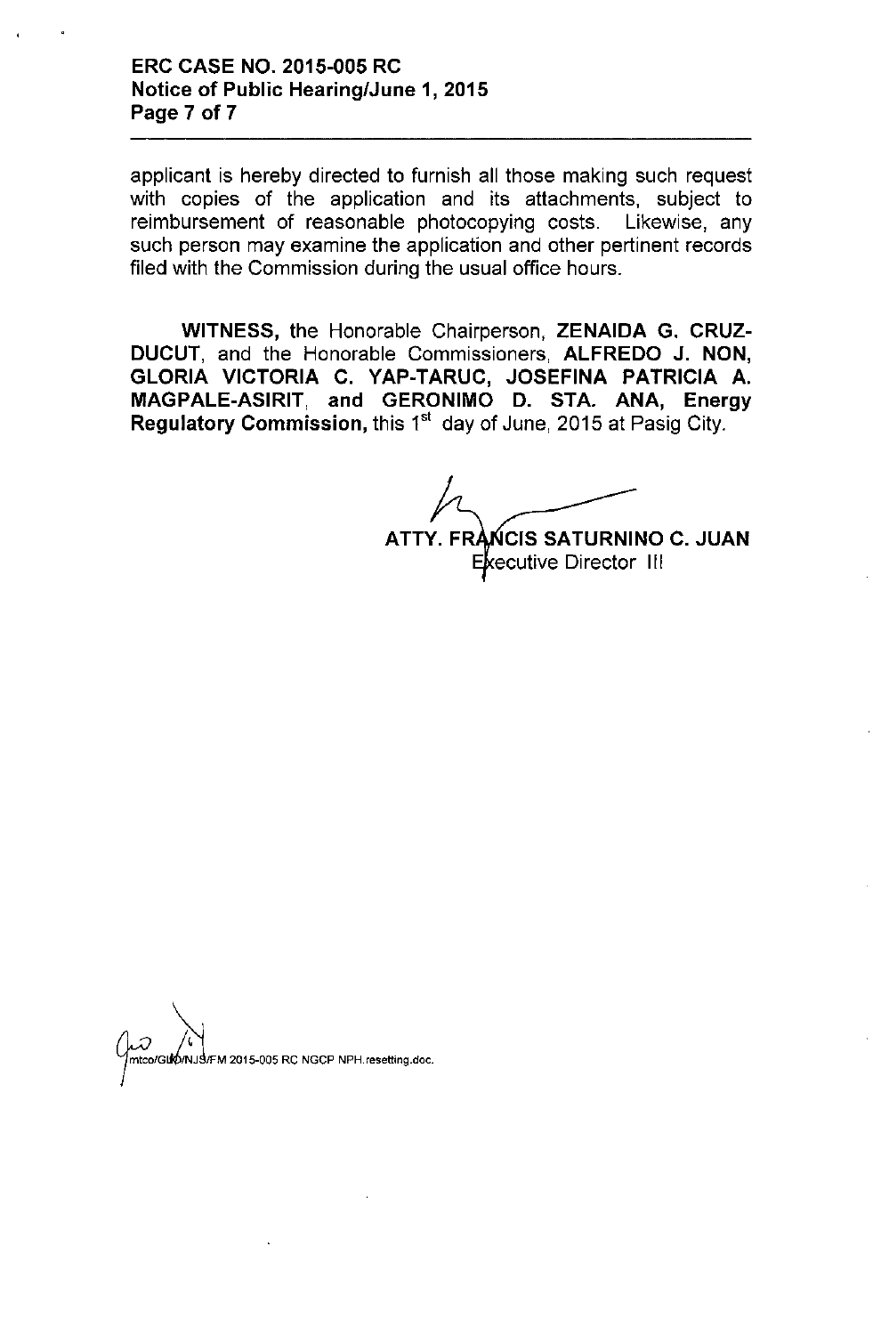applicant is hereby directed to furnish all those making such request with copies of the application and its attachments, subject to reimbursement of reasonable photocopying costs. Likewise, any such person may examine the application and other pertinent records filed with the Commission during the usual office hours.

**WITNESS,** the Honorable Chairperson, **ZENAIDA G. CRUZ-DUCUT**, and the Honorable Commissioners, **ALFREDO J. NON, GLORIA VICTORIA C. YAP-TARUC, JOSEFINA PATRICIA A. MAGPALE-ASIRIT, and GERONIMO D. STA. ANA, Energy Regulatory Commission,** this 1st day of June, 2015 at Pasig City.

**ATTY. FRANCIS SATURNINO C. JUAN**
Executive Director III

mtco/GLKD/NJS/FM 2015-005 RC NGCP NPH.resetting.doc.